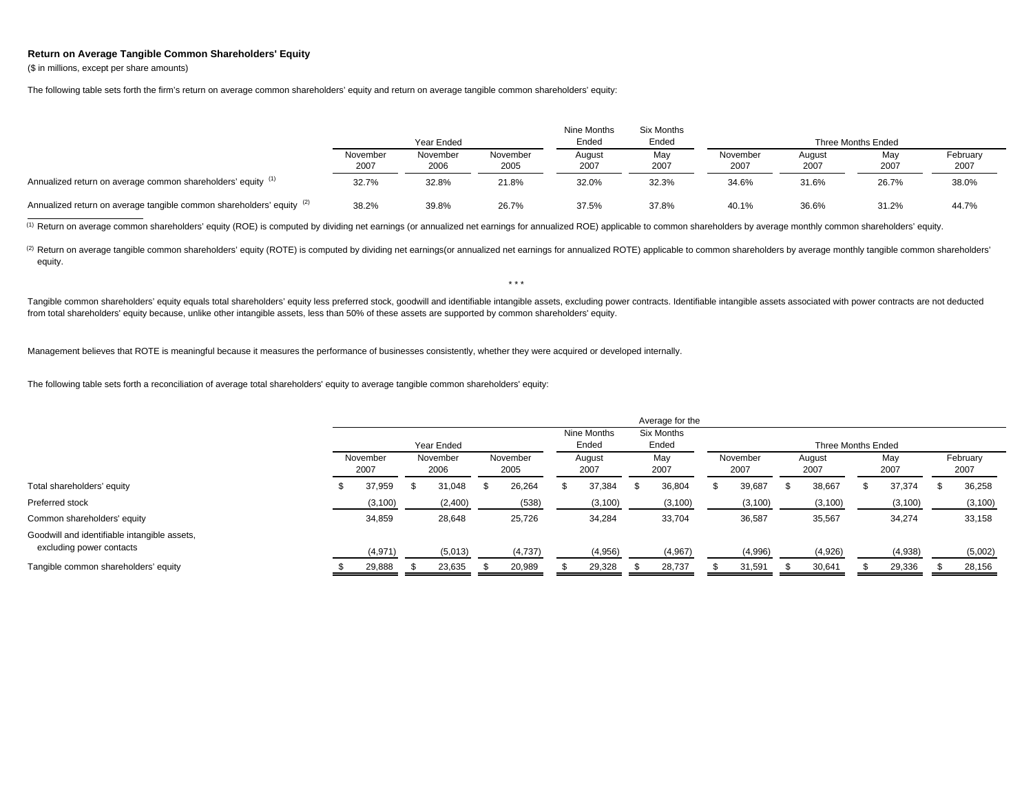## Return on Average Tangible Common Shareholders' Equity

($ in millions, except per share amounts)

The following table sets forth the firm's return on average common shareholders' equity and return on average tangible common shareholders' equity:

| | Year Ended | | | Nine Months Ended | Six Months Ended | Three Months Ended | | | |
|---|---|---|---|---|---|---|---|---|---|
| | November 2007 | November 2006 | November 2005 | August 2007 | May 2007 | November 2007 | August 2007 | May 2007 | February 2007 |
| Annualized return on average common shareholders' equity [(1)] | 32.7% | 32.8% | 21.8% | 32.0% | 32.3% | 34.6% | 31.6% | 26.7% | 38.0% |
| Annualized return on average tangible common shareholders' equity [(2)] | 38.2% | 39.8% | 26.7% | 37.5% | 37.8% | 40.1% | 36.6% | 31.2% | 44.7% |

(1) Return on average common shareholders' equity (ROE) is computed by dividing net earnings (or annualized net earnings for annualized ROE) applicable to common shareholders by average monthly common shareholders' equity.

(2) Return on average tangible common shareholders' equity (ROTE) is computed by dividing net earnings(or annualized net earnings for annualized ROTE) applicable to common shareholders by average monthly tangible common shareholders' equity.

\* \* \*

Tangible common shareholders' equity equals total shareholders' equity less preferred stock, goodwill and identifiable intangible assets, excluding power contracts. Identifiable intangible assets associated with power contracts are not deducted from total shareholders' equity because, unlike other intangible assets, less than 50% of these assets are supported by common shareholders' equity.

Management believes that ROTE is meaningful because it measures the performance of businesses consistently, whether they were acquired or developed internally.

The following table sets forth a reconciliation of average total shareholders' equity to average tangible common shareholders' equity:

| | Average for the | | | | | | | | |
|---|---|---|---|---|---|---|---|---|---|
| | Year Ended | | | Nine Months Ended | Six Months Ended | Three Months Ended | | | |
| | November 2007 | November 2006 | November 2005 | August 2007 | May 2007 | November 2007 | August 2007 | May 2007 | February 2007 |
| Total shareholders' equity | $ 37,959 | $ 31,048 | $ 26,264 | $ 37,384 | $ 36,804 | $ 39,687 | $ 38,667 | $ 37,374 | $ 36,258 |
| Preferred stock | (3,100) | (2,400) | (538) | (3,100) | (3,100) | (3,100) | (3,100) | (3,100) | (3,100) |
| Common shareholders' equity | 34,859 | 28,648 | 25,726 | 34,284 | 33,704 | 36,587 | 35,567 | 34,274 | 33,158 |
| Goodwill and identifiable intangible assets, excluding power contacts | (4,971) | (5,013) | (4,737) | (4,956) | (4,967) | (4,996) | (4,926) | (4,938) | (5,002) |
| Tangible common shareholders' equity | $ 29,888 | $ 23,635 | $ 20,989 | $ 29,328 | $ 28,737 | $ 31,591 | $ 30,641 | $ 29,336 | $ 28,156 |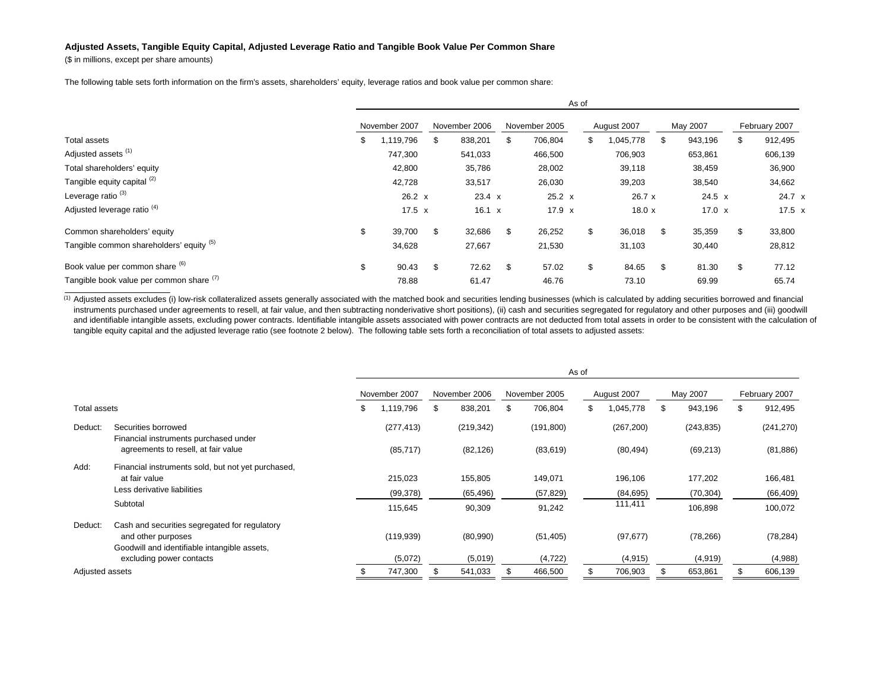**Adjusted Assets, Tangible Equity Capital, Adjusted Leverage Ratio and Tangible Book Value Per Common Share**

($ in millions, except per share amounts)

The following table sets forth information on the firm's assets, shareholders' equity, leverage ratios and book value per common share:

| | As of | | | | | |
|---|---|---|---|---|---|---|
| | November 2007 | November 2006 | November 2005 | August 2007 | May 2007 | February 2007 |
| Total assets | $ 1,119,796 | $ 838,201 | $ 706,804 | $ 1,045,778 | $ 943,196 | $ 912,495 |
| Adjusted assets [(1)] | 747,300 | 541,033 | 466,500 | 706,903 | 653,861 | 606,139 |
| Total shareholders' equity | 42,800 | 35,786 | 28,002 | 39,118 | 38,459 | 36,900 |
| Tangible equity capital [(2)] | 42,728 | 33,517 | 26,030 | 39,203 | 38,540 | 34,662 |
| Leverage ratio [(3)] | 26.2 x | 23.4 x | 25.2 x | 26.7 x | 24.5 x | 24.7 x |
| Adjusted leverage ratio [(4)] | 17.5 x | 16.1 x | 17.9 x | 18.0 x | 17.0 x | 17.5 x |
| Common shareholders' equity | $ 39,700 | $ 32,686 | $ 26,252 | $ 36,018 | $ 35,359 | $ 33,800 |
| Tangible common shareholders' equity [(5)] | 34,628 | 27,667 | 21,530 | 31,103 | 30,440 | 28,812 |
| Book value per common share [(6)] | $ 90.43 | $ 72.62 | $ 57.02 | $ 84.65 | $ 81.30 | $ 77.12 |
| Tangible book value per common share [(7)] | 78.88 | 61.47 | 46.76 | 73.10 | 69.99 | 65.74 |

[(1)] Adjusted assets excludes (i) low-risk collateralized assets generally associated with the matched book and securities lending businesses (which is calculated by adding securities borrowed and financial instruments purchased under agreements to resell, at fair value, and then subtracting nonderivative short positions), (ii) cash and securities segregated for regulatory and other purposes and (iii) goodwill and identifiable intangible assets, excluding power contracts. Identifiable intangible assets associated with power contracts are not deducted from total assets in order to be consistent with the calculation of tangible equity capital and the adjusted leverage ratio (see footnote 2 below). The following table sets forth a reconciliation of total assets to adjusted assets:

| | | As of | | | | | |
|---|---|---|---|---|---|---|---|
| | | November 2007 | November 2006 | November 2005 | August 2007 | May 2007 | February 2007 |
| Total assets | | $ 1,119,796 | $ 838,201 | $ 706,804 | $ 1,045,778 | $ 943,196 | $ 912,495 |
| Deduct: | Securities borrowed | (277,413) | (219,342) | (191,800) | (267,200) | (243,835) | (241,270) |
| | Financial instruments purchased under agreements to resell, at fair value | (85,717) | (82,126) | (83,619) | (80,494) | (69,213) | (81,886) |
| Add: | Financial instruments sold, but not yet purchased, at fair value | 215,023 | 155,805 | 149,071 | 196,106 | 177,202 | 166,481 |
| | Less derivative liabilities | (99,378) | (65,496) | (57,829) | (84,695) | (70,304) | (66,409) |
| | Subtotal | 115,645 | 90,309 | 91,242 | 111,411 | 106,898 | 100,072 |
| Deduct: | Cash and securities segregated for regulatory and other purposes | (119,939) | (80,990) | (51,405) | (97,677) | (78,266) | (78,284) |
| | Goodwill and identifiable intangible assets, excluding power contacts | (5,072) | (5,019) | (4,722) | (4,915) | (4,919) | (4,988) |
| Adjusted assets | | $ 747,300 | $ 541,033 | $ 466,500 | $ 706,903 | $ 653,861 | $ 606,139 |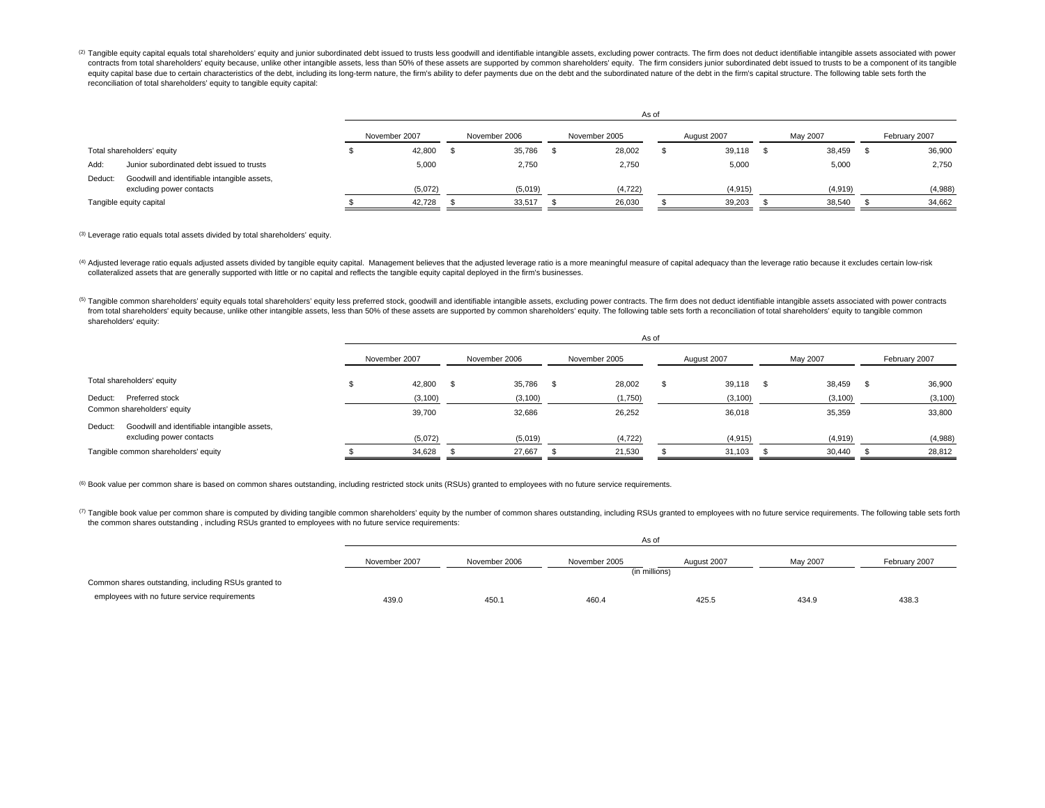(2) Tangible equity capital equals total shareholders' equity and junior subordinated debt issued to trusts less goodwill and identifiable intangible assets, excluding power contracts. The firm does not deduct identifiable intangible assets associated with power contracts from total shareholders' equity because, unlike other intangible assets, less than 50% of these assets are supported by common shareholders' equity. The firm considers junior subordinated debt issued to trusts to be a component of its tangible equity capital base due to certain characteristics of the debt, including its long-term nature, the firm's ability to defer payments due on the debt and the subordinated nature of the debt in the firm's capital structure. The following table sets forth the reconciliation of total shareholders' equity to tangible equity capital:

| | As of | | | | | |
|---|---|---|---|---|---|---|
| | November 2007 | November 2006 | November 2005 | August 2007 | May 2007 | February 2007 |
| Total shareholders' equity | $ 42,800 | $ 35,786 | $ 28,002 | $ 39,118 | $ 38,459 | $ 36,900 |
| Add: Junior subordinated debt issued to trusts | 5,000 | 2,750 | 2,750 | 5,000 | 5,000 | 2,750 |
| Deduct: Goodwill and identifiable intangible assets, excluding power contacts | (5,072) | (5,019) | (4,722) | (4,915) | (4,919) | (4,988) |
| Tangible equity capital | $ 42,728 | $ 33,517 | $ 26,030 | $ 39,203 | $ 38,540 | $ 34,662 |

(3) Leverage ratio equals total assets divided by total shareholders' equity.

(4) Adjusted leverage ratio equals adjusted assets divided by tangible equity capital. Management believes that the adjusted leverage ratio is a more meaningful measure of capital adequacy than the leverage ratio because it excludes certain low-risk collateralized assets that are generally supported with little or no capital and reflects the tangible equity capital deployed in the firm's businesses.

(5) Tangible common shareholders' equity equals total shareholders' equity less preferred stock, goodwill and identifiable intangible assets, excluding power contracts. The firm does not deduct identifiable intangible assets associated with power contracts from total shareholders' equity because, unlike other intangible assets, less than 50% of these assets are supported by common shareholders' equity. The following table sets forth a reconciliation of total shareholders' equity to tangible common shareholders' equity:

| | As of | | | | | |
|---|---|---|---|---|---|---|
| | November 2007 | November 2006 | November 2005 | August 2007 | May 2007 | February 2007 |
| Total shareholders' equity | $ 42,800 | $ 35,786 | $ 28,002 | $ 39,118 | $ 38,459 | $ 36,900 |
| Deduct: Preferred stock | (3,100) | (3,100) | (1,750) | (3,100) | (3,100) | (3,100) |
| Common shareholders' equity | 39,700 | 32,686 | 26,252 | 36,018 | 35,359 | 33,800 |
| Deduct: Goodwill and identifiable intangible assets, excluding power contacts | (5,072) | (5,019) | (4,722) | (4,915) | (4,919) | (4,988) |
| Tangible common shareholders' equity | $ 34,628 | $ 27,667 | $ 21,530 | $ 31,103 | $ 30,440 | $ 28,812 |

(6) Book value per common share is based on common shares outstanding, including restricted stock units (RSUs) granted to employees with no future service requirements.

(7) Tangible book value per common share is computed by dividing tangible common shareholders' equity by the number of common shares outstanding, including RSUs granted to employees with no future service requirements. The following table sets forth the common shares outstanding , including RSUs granted to employees with no future service requirements:

| | As of | | | | | |
|---|---|---|---|---|---|---|
| | November 2007 | November 2006 | November 2005 | August 2007 | May 2007 | February 2007 |
| | (in millions) | | | | | |
| Common shares outstanding, including RSUs granted to employees with no future service requirements | 439.0 | 450.1 | 460.4 | 425.5 | 434.9 | 438.3 |